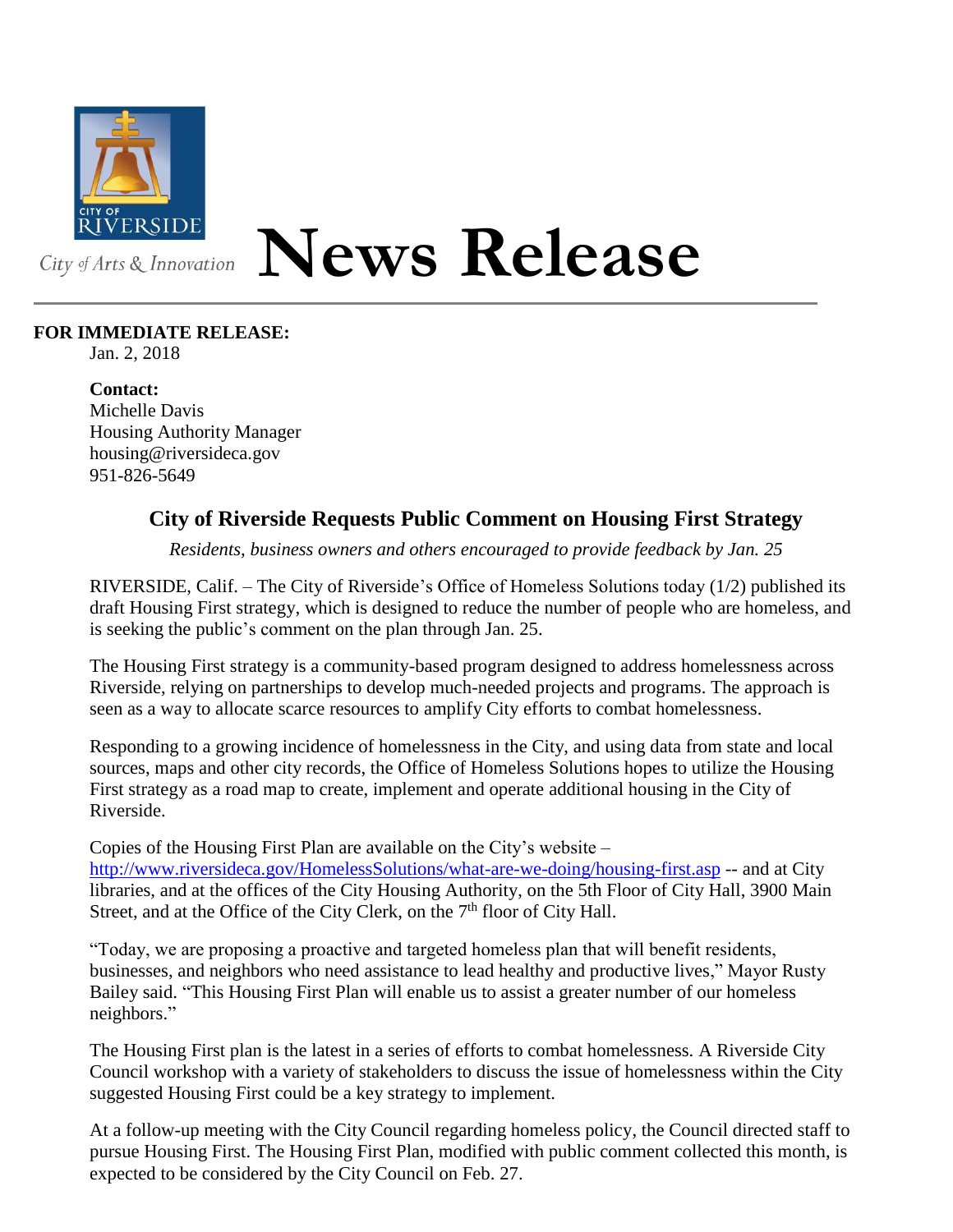CITY OF RIVERSIDE

City of Arts & Innovation

# News Release

**FOR IMMEDIATE RELEASE:**
Jan. 2, 2018

**Contact:**
Michelle Davis
Housing Authority Manager
housing@riversideca.gov
951-826-5649

## City of Riverside Requests Public Comment on Housing First Strategy

*Residents, business owners and others encouraged to provide feedback by Jan. 25*

RIVERSIDE, Calif. – The City of Riverside's Office of Homeless Solutions today (1/2) published its draft Housing First strategy, which is designed to reduce the number of people who are homeless, and is seeking the public's comment on the plan through Jan. 25.

The Housing First strategy is a community-based program designed to address homelessness across Riverside, relying on partnerships to develop much-needed projects and programs. The approach is seen as a way to allocate scarce resources to amplify City efforts to combat homelessness.

Responding to a growing incidence of homelessness in the City, and using data from state and local sources, maps and other city records, the Office of Homeless Solutions hopes to utilize the Housing First strategy as a road map to create, implement and operate additional housing in the City of Riverside.

Copies of the Housing First Plan are available on the City's website – http://www.riversideca.gov/HomelessSolutions/what-are-we-doing/housing-first.asp -- and at City libraries, and at the offices of the City Housing Authority, on the 5th Floor of City Hall, 3900 Main Street, and at the Office of the City Clerk, on the 7th floor of City Hall.

"Today, we are proposing a proactive and targeted homeless plan that will benefit residents, businesses, and neighbors who need assistance to lead healthy and productive lives," Mayor Rusty Bailey said. "This Housing First Plan will enable us to assist a greater number of our homeless neighbors."

The Housing First plan is the latest in a series of efforts to combat homelessness. A Riverside City Council workshop with a variety of stakeholders to discuss the issue of homelessness within the City suggested Housing First could be a key strategy to implement.

At a follow-up meeting with the City Council regarding homeless policy, the Council directed staff to pursue Housing First. The Housing First Plan, modified with public comment collected this month, is expected to be considered by the City Council on Feb. 27.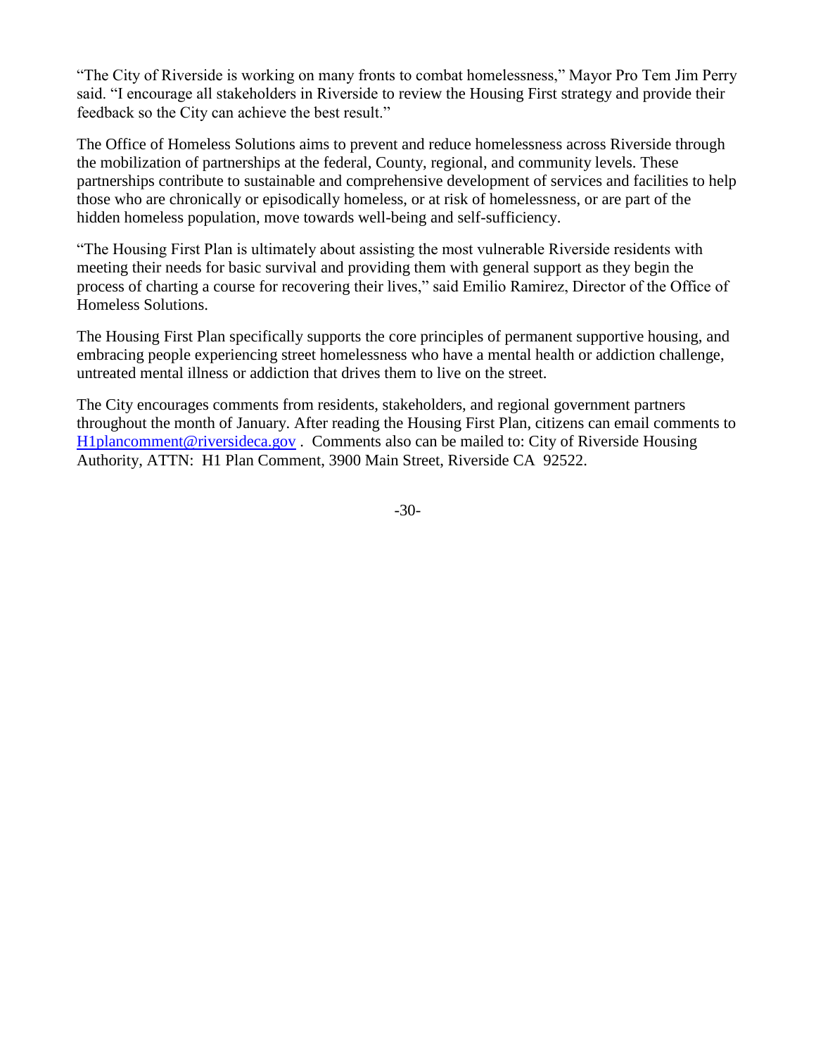"The City of Riverside is working on many fronts to combat homelessness," Mayor Pro Tem Jim Perry said. "I encourage all stakeholders in Riverside to review the Housing First strategy and provide their feedback so the City can achieve the best result."

The Office of Homeless Solutions aims to prevent and reduce homelessness across Riverside through the mobilization of partnerships at the federal, County, regional, and community levels. These partnerships contribute to sustainable and comprehensive development of services and facilities to help those who are chronically or episodically homeless, or at risk of homelessness, or are part of the hidden homeless population, move towards well-being and self-sufficiency.

"The Housing First Plan is ultimately about assisting the most vulnerable Riverside residents with meeting their needs for basic survival and providing them with general support as they begin the process of charting a course for recovering their lives," said Emilio Ramirez, Director of the Office of Homeless Solutions.

The Housing First Plan specifically supports the core principles of permanent supportive housing, and embracing people experiencing street homelessness who have a mental health or addiction challenge, untreated mental illness or addiction that drives them to live on the street.

The City encourages comments from residents, stakeholders, and regional government partners throughout the month of January. After reading the Housing First Plan, citizens can email comments to H1plancomment@riversideca.gov . Comments also can be mailed to: City of Riverside Housing Authority, ATTN: H1 Plan Comment, 3900 Main Street, Riverside CA 92522.

-30-